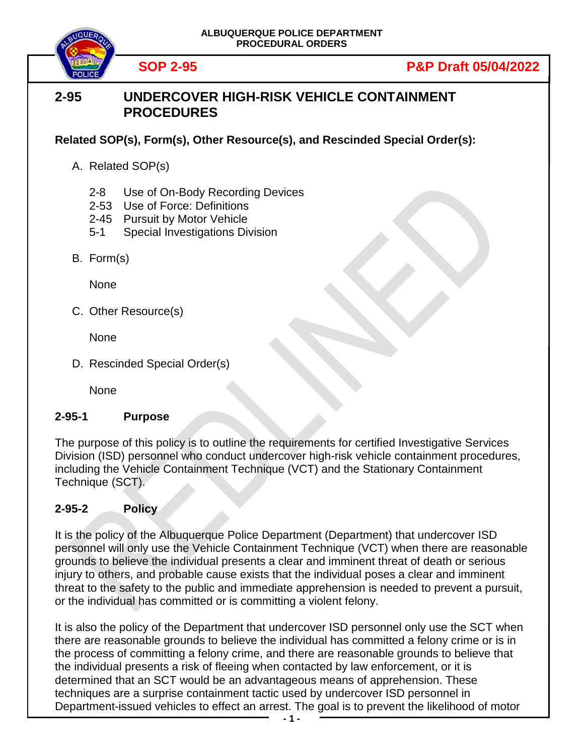ALBUQUERQUE POLICE DEPARTMENT
PROCEDURAL ORDERS

**SOP 2-95** **P&P Draft 05/04/2022**

# 2-95 UNDERCOVER HIGH-RISK VEHICLE CONTAINMENT PROCEDURES

**Related SOP(s), Form(s), Other Resource(s), and Rescinded Special Order(s):**

A. Related SOP(s)

2-8 Use of On-Body Recording Devices
2-53 Use of Force: Definitions
2-45 Pursuit by Motor Vehicle
5-1 Special Investigations Division

B. Form(s)

None

C. Other Resource(s)

None

D. Rescinded Special Order(s)

None

## 2-95-1 Purpose

The purpose of this policy is to outline the requirements for certified Investigative Services Division (ISD) personnel who conduct undercover high-risk vehicle containment procedures, including the Vehicle Containment Technique (VCT) and the Stationary Containment Technique (SCT).

## 2-95-2 Policy

It is the policy of the Albuquerque Police Department (Department) that undercover ISD personnel will only use the Vehicle Containment Technique (VCT) when there are reasonable grounds to believe the individual presents a clear and imminent threat of death or serious injury to others, and probable cause exists that the individual poses a clear and imminent threat to the safety to the public and immediate apprehension is needed to prevent a pursuit, or the individual has committed or is committing a violent felony.

It is also the policy of the Department that undercover ISD personnel only use the SCT when there are reasonable grounds to believe the individual has committed a felony crime or is in the process of committing a felony crime, and there are reasonable grounds to believe that the individual presents a risk of fleeing when contacted by law enforcement, or it is determined that an SCT would be an advantageous means of apprehension. These techniques are a surprise containment tactic used by undercover ISD personnel in Department-issued vehicles to effect an arrest. The goal is to prevent the likelihood of motor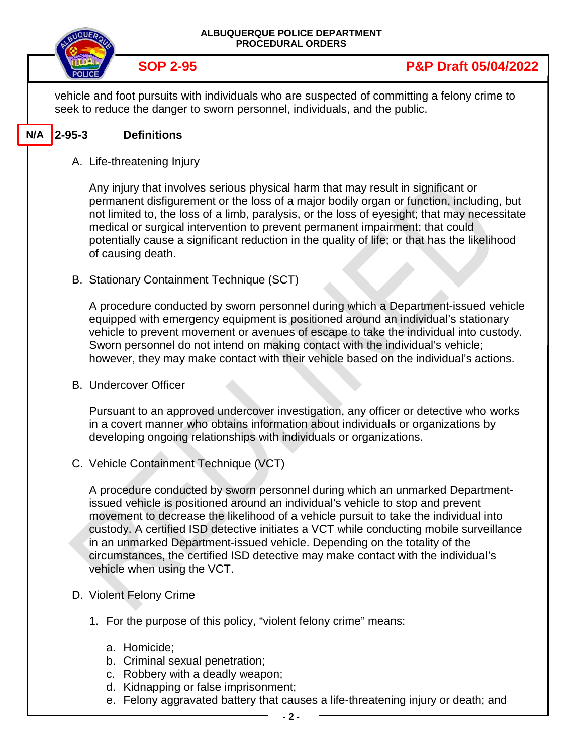vehicle and foot pursuits with individuals who are suspected of committing a felony crime to seek to reduce the danger to sworn personnel, individuals, and the public.

N/A

## 2-95-3 Definitions

A. Life-threatening Injury

Any injury that involves serious physical harm that may result in significant or permanent disfigurement or the loss of a major bodily organ or function, including, but not limited to, the loss of a limb, paralysis, or the loss of eyesight; that may necessitate medical or surgical intervention to prevent permanent impairment; that could potentially cause a significant reduction in the quality of life; or that has the likelihood of causing death.

B. Stationary Containment Technique (SCT)

A procedure conducted by sworn personnel during which a Department-issued vehicle equipped with emergency equipment is positioned around an individual's stationary vehicle to prevent movement or avenues of escape to take the individual into custody. Sworn personnel do not intend on making contact with the individual's vehicle; however, they may make contact with their vehicle based on the individual's actions.

B. Undercover Officer

Pursuant to an approved undercover investigation, any officer or detective who works in a covert manner who obtains information about individuals or organizations by developing ongoing relationships with individuals or organizations.

C. Vehicle Containment Technique (VCT)

A procedure conducted by sworn personnel during which an unmarked Department-issued vehicle is positioned around an individual's vehicle to stop and prevent movement to decrease the likelihood of a vehicle pursuit to take the individual into custody. A certified ISD detective initiates a VCT while conducting mobile surveillance in an unmarked Department-issued vehicle. Depending on the totality of the circumstances, the certified ISD detective may make contact with the individual's vehicle when using the VCT.

D. Violent Felony Crime

1. For the purpose of this policy, "violent felony crime" means:

   a. Homicide;
   b. Criminal sexual penetration;
   c. Robbery with a deadly weapon;
   d. Kidnapping or false imprisonment;
   e. Felony aggravated battery that causes a life-threatening injury or death; and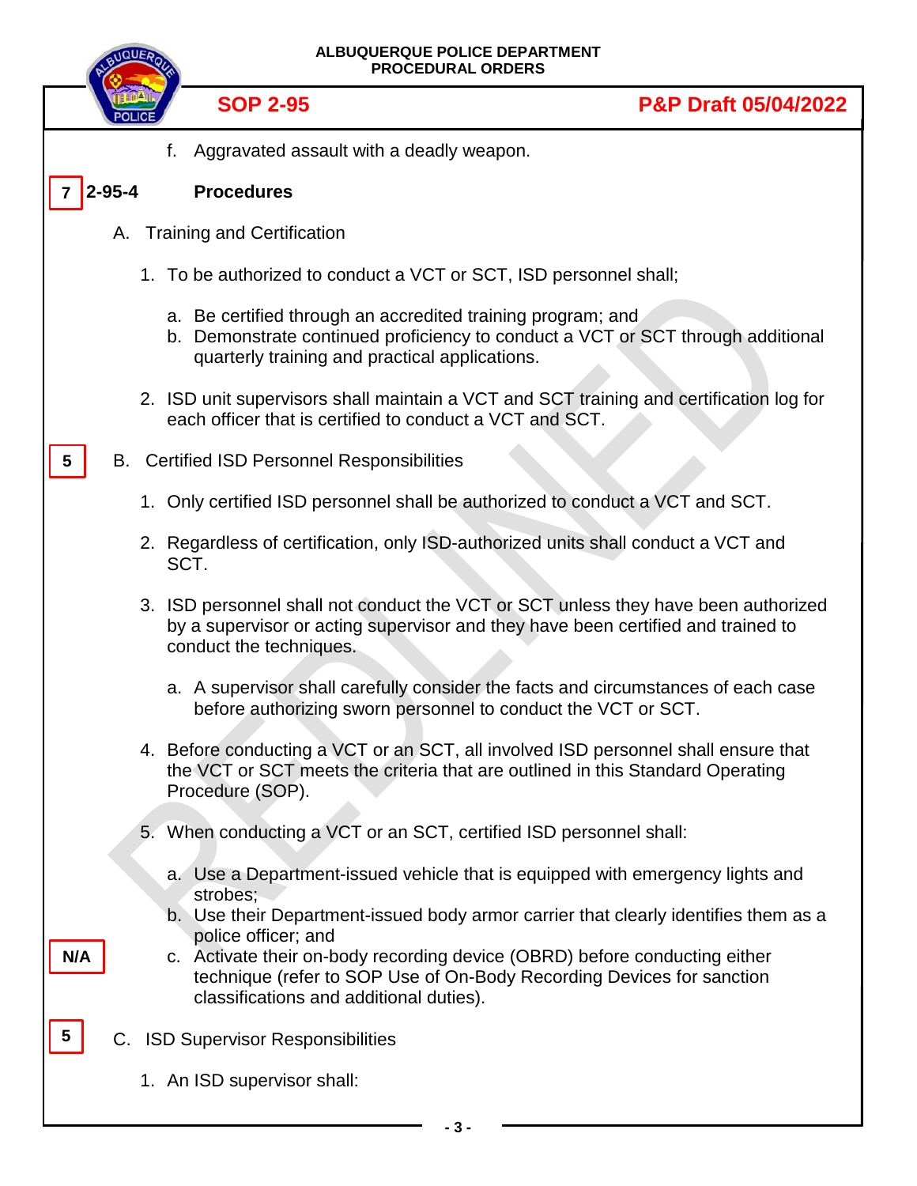f. Aggravated assault with a deadly weapon.

7 **2-95-4 Procedures**

A. Training and Certification

1. To be authorized to conduct a VCT or SCT, ISD personnel shall;

   a. Be certified through an accredited training program; and
   b. Demonstrate continued proficiency to conduct a VCT or SCT through additional quarterly training and practical applications.

2. ISD unit supervisors shall maintain a VCT and SCT training and certification log for each officer that is certified to conduct a VCT and SCT.

5 B. Certified ISD Personnel Responsibilities

1. Only certified ISD personnel shall be authorized to conduct a VCT and SCT.

2. Regardless of certification, only ISD-authorized units shall conduct a VCT and SCT.

3. ISD personnel shall not conduct the VCT or SCT unless they have been authorized by a supervisor or acting supervisor and they have been certified and trained to conduct the techniques.

   a. A supervisor shall carefully consider the facts and circumstances of each case before authorizing sworn personnel to conduct the VCT or SCT.

4. Before conducting a VCT or an SCT, all involved ISD personnel shall ensure that the VCT or SCT meets the criteria that are outlined in this Standard Operating Procedure (SOP).

5. When conducting a VCT or an SCT, certified ISD personnel shall:

   a. Use a Department-issued vehicle that is equipped with emergency lights and strobes;
   b. Use their Department-issued body armor carrier that clearly identifies them as a police officer; and
   N/A c. Activate their on-body recording device (OBRD) before conducting either technique (refer to SOP Use of On-Body Recording Devices for sanction classifications and additional duties).

5 C. ISD Supervisor Responsibilities

1. An ISD supervisor shall: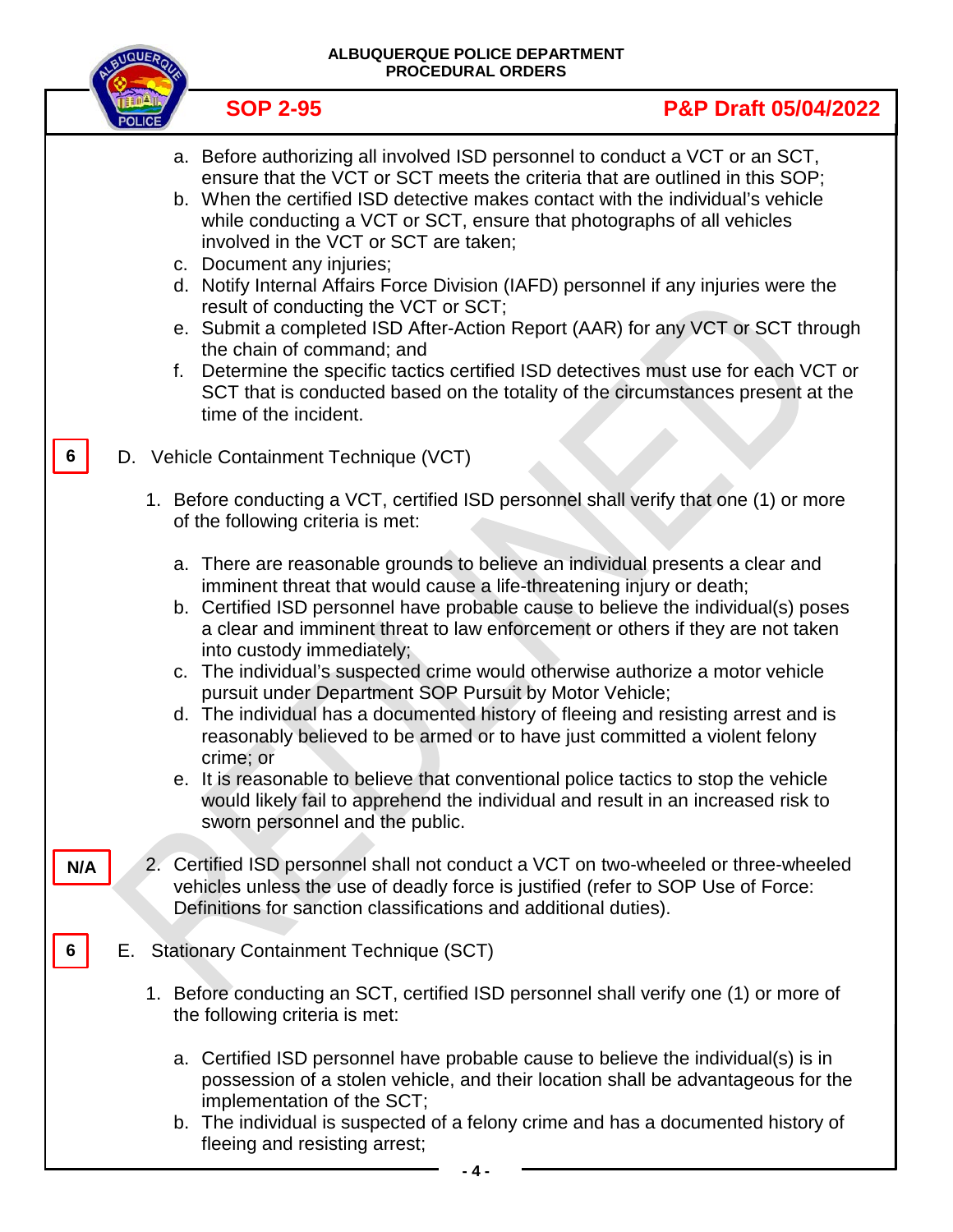a. Before authorizing all involved ISD personnel to conduct a VCT or an SCT, ensure that the VCT or SCT meets the criteria that are outlined in this SOP;
b. When the certified ISD detective makes contact with the individual's vehicle while conducting a VCT or SCT, ensure that photographs of all vehicles involved in the VCT or SCT are taken;
c. Document any injuries;
d. Notify Internal Affairs Force Division (IAFD) personnel if any injuries were the result of conducting the VCT or SCT;
e. Submit a completed ISD After-Action Report (AAR) for any VCT or SCT through the chain of command; and
f. Determine the specific tactics certified ISD detectives must use for each VCT or SCT that is conducted based on the totality of the circumstances present at the time of the incident.

6

D. Vehicle Containment Technique (VCT)

1. Before conducting a VCT, certified ISD personnel shall verify that one (1) or more of the following criteria is met:

   a. There are reasonable grounds to believe an individual presents a clear and imminent threat that would cause a life-threatening injury or death;
   b. Certified ISD personnel have probable cause to believe the individual(s) poses a clear and imminent threat to law enforcement or others if they are not taken into custody immediately;
   c. The individual's suspected crime would otherwise authorize a motor vehicle pursuit under Department SOP Pursuit by Motor Vehicle;
   d. The individual has a documented history of fleeing and resisting arrest and is reasonably believed to be armed or to have just committed a violent felony crime; or
   e. It is reasonable to believe that conventional police tactics to stop the vehicle would likely fail to apprehend the individual and result in an increased risk to sworn personnel and the public.

N/A

2. Certified ISD personnel shall not conduct a VCT on two-wheeled or three-wheeled vehicles unless the use of deadly force is justified (refer to SOP Use of Force: Definitions for sanction classifications and additional duties).

6

E. Stationary Containment Technique (SCT)

1. Before conducting an SCT, certified ISD personnel shall verify one (1) or more of the following criteria is met:

   a. Certified ISD personnel have probable cause to believe the individual(s) is in possession of a stolen vehicle, and their location shall be advantageous for the implementation of the SCT;
   b. The individual is suspected of a felony crime and has a documented history of fleeing and resisting arrest;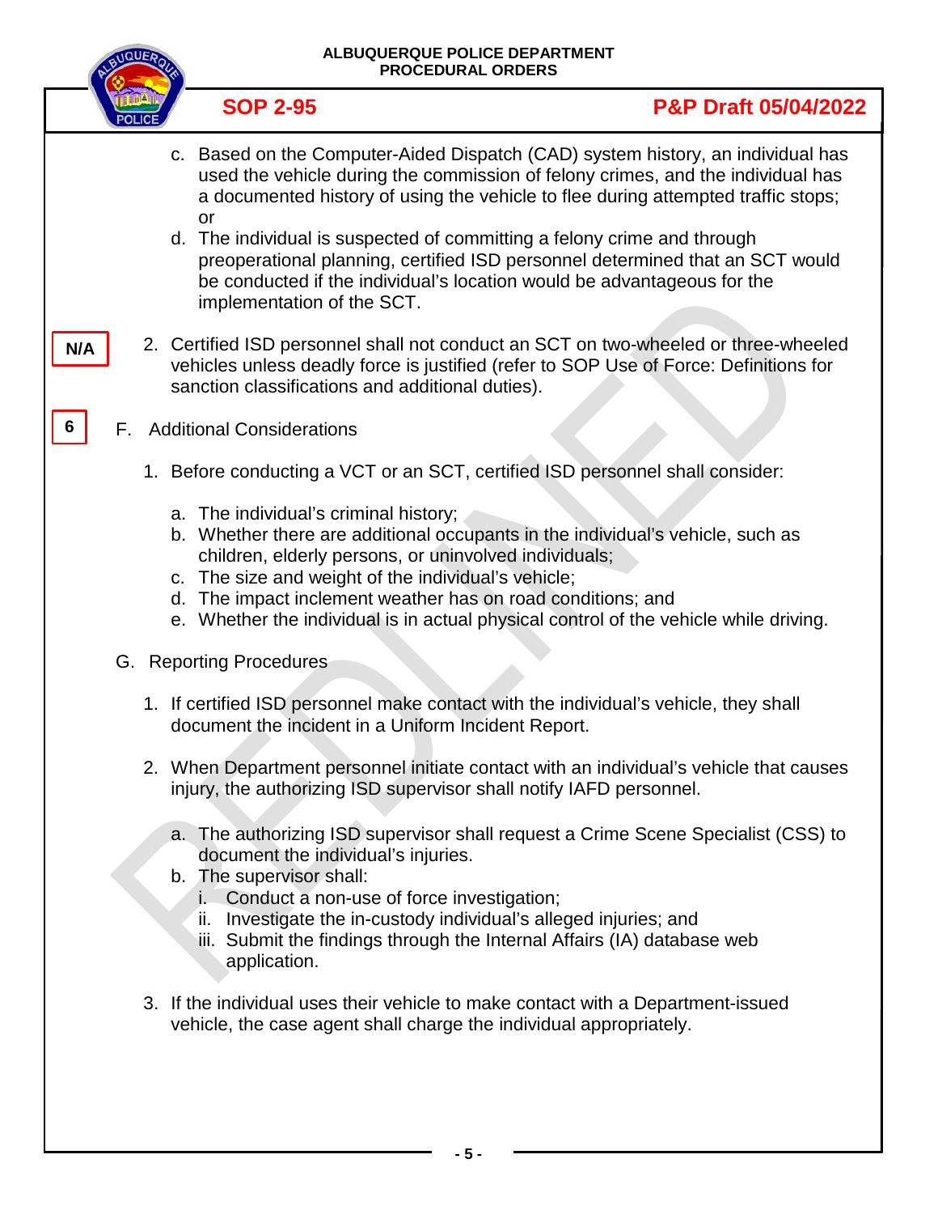c. Based on the Computer-Aided Dispatch (CAD) system history, an individual has used the vehicle during the commission of felony crimes, and the individual has a documented history of using the vehicle to flee during attempted traffic stops; or

d. The individual is suspected of committing a felony crime and through preoperational planning, certified ISD personnel determined that an SCT would be conducted if the individual's location would be advantageous for the implementation of the SCT.

N/A

2. Certified ISD personnel shall not conduct an SCT on two-wheeled or three-wheeled vehicles unless deadly force is justified (refer to SOP Use of Force: Definitions for sanction classifications and additional duties).

6

F. Additional Considerations

1. Before conducting a VCT or an SCT, certified ISD personnel shall consider:

   a. The individual's criminal history;
   b. Whether there are additional occupants in the individual's vehicle, such as children, elderly persons, or uninvolved individuals;
   c. The size and weight of the individual's vehicle;
   d. The impact inclement weather has on road conditions; and
   e. Whether the individual is in actual physical control of the vehicle while driving.

G. Reporting Procedures

1. If certified ISD personnel make contact with the individual's vehicle, they shall document the incident in a Uniform Incident Report.

2. When Department personnel initiate contact with an individual's vehicle that causes injury, the authorizing ISD supervisor shall notify IAFD personnel.

   a. The authorizing ISD supervisor shall request a Crime Scene Specialist (CSS) to document the individual's injuries.
   b. The supervisor shall:
      i. Conduct a non-use of force investigation;
      ii. Investigate the in-custody individual's alleged injuries; and
      iii. Submit the findings through the Internal Affairs (IA) database web application.

3. If the individual uses their vehicle to make contact with a Department-issued vehicle, the case agent shall charge the individual appropriately.